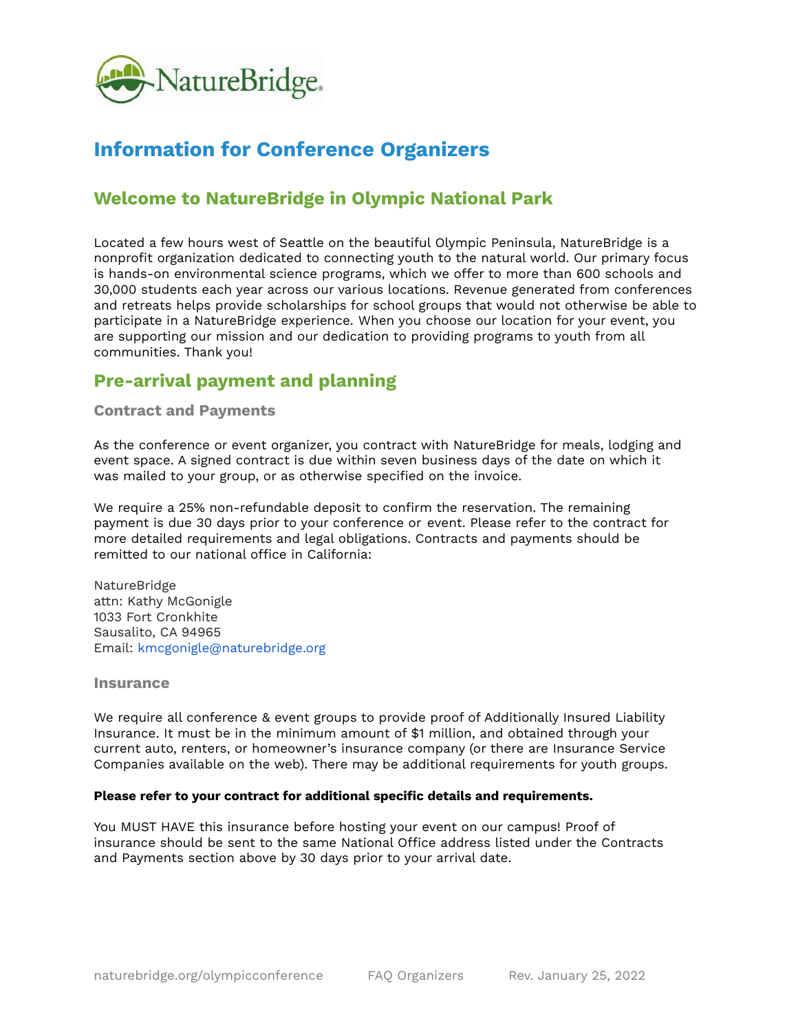# Information for Conference Organizers

## Welcome to NatureBridge in Olympic National Park

Located a few hours west of Seattle on the beautiful Olympic Peninsula, NatureBridge is a nonprofit organization dedicated to connecting youth to the natural world. Our primary focus is hands-on environmental science programs, which we offer to more than 600 schools and 30,000 students each year across our various locations. Revenue generated from conferences and retreats helps provide scholarships for school groups that would not otherwise be able to participate in a NatureBridge experience. When you choose our location for your event, you are supporting our mission and our dedication to providing programs to youth from all communities. Thank you!

## Pre-arrival payment and planning

### Contract and Payments

As the conference or event organizer, you contract with NatureBridge for meals, lodging and event space. A signed contract is due within seven business days of the date on which it was mailed to your group, or as otherwise specified on the invoice.

We require a 25% non-refundable deposit to confirm the reservation. The remaining payment is due 30 days prior to your conference or event. Please refer to the contract for more detailed requirements and legal obligations. Contracts and payments should be remitted to our national office in California:

NatureBridge
attn: Kathy McGonigle
1033 Fort Cronkhite
Sausalito, CA 94965
Email: kmcgonigle@naturebridge.org

### Insurance

We require all conference & event groups to provide proof of Additionally Insured Liability Insurance. It must be in the minimum amount of $1 million, and obtained through your current auto, renters, or homeowner's insurance company (or there are Insurance Service Companies available on the web). There may be additional requirements for youth groups.

**Please refer to your contract for additional specific details and requirements.**

You MUST HAVE this insurance before hosting your event on our campus! Proof of insurance should be sent to the same National Office address listed under the Contracts and Payments section above by 30 days prior to your arrival date.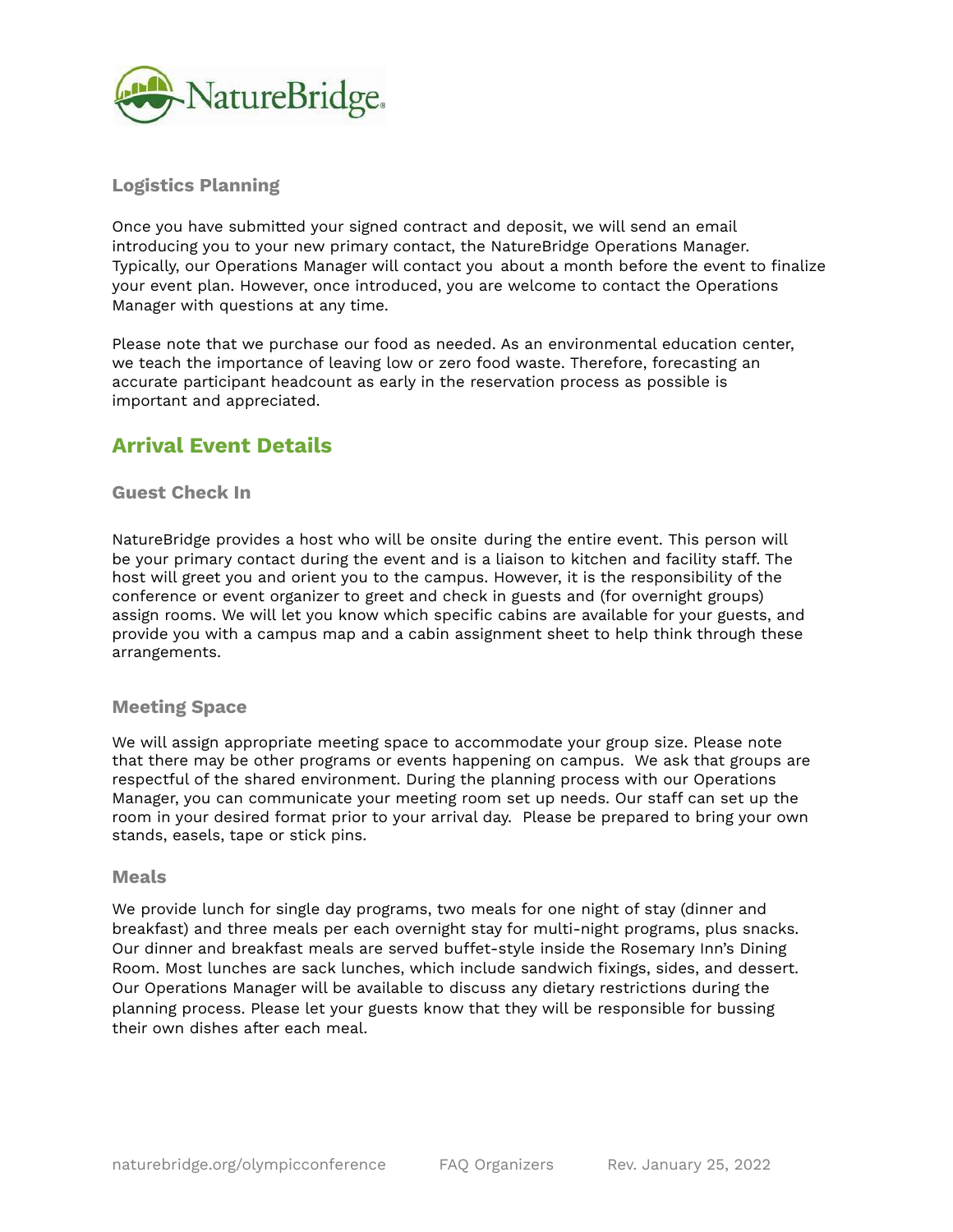### Logistics Planning

Once you have submitted your signed contract and deposit, we will send an email introducing you to your new primary contact, the NatureBridge Operations Manager. Typically, our Operations Manager will contact you about a month before the event to finalize your event plan. However, once introduced, you are welcome to contact the Operations Manager with questions at any time.

Please note that we purchase our food as needed. As an environmental education center, we teach the importance of leaving low or zero food waste. Therefore, forecasting an accurate participant headcount as early in the reservation process as possible is important and appreciated.

## Arrival Event Details

### Guest Check In

NatureBridge provides a host who will be onsite during the entire event. This person will be your primary contact during the event and is a liaison to kitchen and facility staff. The host will greet you and orient you to the campus. However, it is the responsibility of the conference or event organizer to greet and check in guests and (for overnight groups) assign rooms. We will let you know which specific cabins are available for your guests, and provide you with a campus map and a cabin assignment sheet to help think through these arrangements.

### Meeting Space

We will assign appropriate meeting space to accommodate your group size. Please note that there may be other programs or events happening on campus. We ask that groups are respectful of the shared environment. During the planning process with our Operations Manager, you can communicate your meeting room set up needs. Our staff can set up the room in your desired format prior to your arrival day. Please be prepared to bring your own stands, easels, tape or stick pins.

### Meals

We provide lunch for single day programs, two meals for one night of stay (dinner and breakfast) and three meals per each overnight stay for multi-night programs, plus snacks. Our dinner and breakfast meals are served buffet-style inside the Rosemary Inn's Dining Room. Most lunches are sack lunches, which include sandwich fixings, sides, and dessert. Our Operations Manager will be available to discuss any dietary restrictions during the planning process. Please let your guests know that they will be responsible for bussing their own dishes after each meal.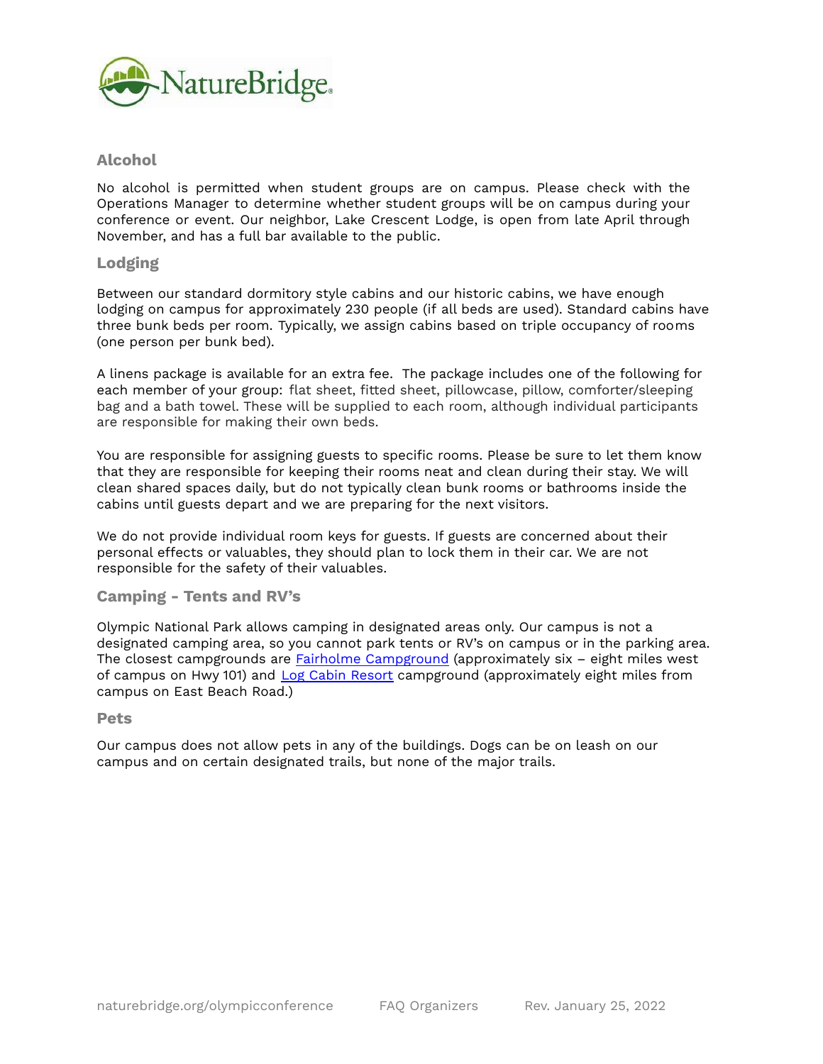## Alcohol

No alcohol is permitted when student groups are on campus. Please check with the Operations Manager to determine whether student groups will be on campus during your conference or event. Our neighbor, Lake Crescent Lodge, is open from late April through November, and has a full bar available to the public.

## Lodging

Between our standard dormitory style cabins and our historic cabins, we have enough lodging on campus for approximately 230 people (if all beds are used). Standard cabins have three bunk beds per room. Typically, we assign cabins based on triple occupancy of rooms (one person per bunk bed).

A linens package is available for an extra fee. The package includes one of the following for each member of your group: flat sheet, fitted sheet, pillowcase, pillow, comforter/sleeping bag and a bath towel. These will be supplied to each room, although individual participants are responsible for making their own beds.

You are responsible for assigning guests to specific rooms. Please be sure to let them know that they are responsible for keeping their rooms neat and clean during their stay. We will clean shared spaces daily, but do not typically clean bunk rooms or bathrooms inside the cabins until guests depart and we are preparing for the next visitors.

We do not provide individual room keys for guests. If guests are concerned about their personal effects or valuables, they should plan to lock them in their car. We are not responsible for the safety of their valuables.

## Camping - Tents and RV's

Olympic National Park allows camping in designated areas only. Our campus is not a designated camping area, so you cannot park tents or RV's on campus or in the parking area. The closest campgrounds are Fairholme Campground (approximately six – eight miles west of campus on Hwy 101) and Log Cabin Resort campground (approximately eight miles from campus on East Beach Road.)

## Pets

Our campus does not allow pets in any of the buildings. Dogs can be on leash on our campus and on certain designated trails, but none of the major trails.